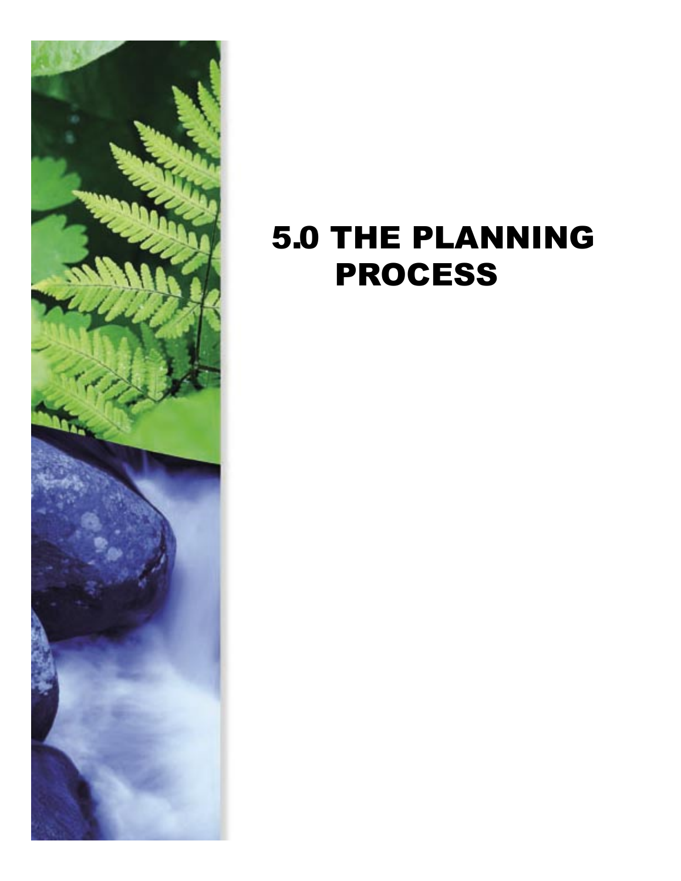# 5.0 THE PLANNING PROCESS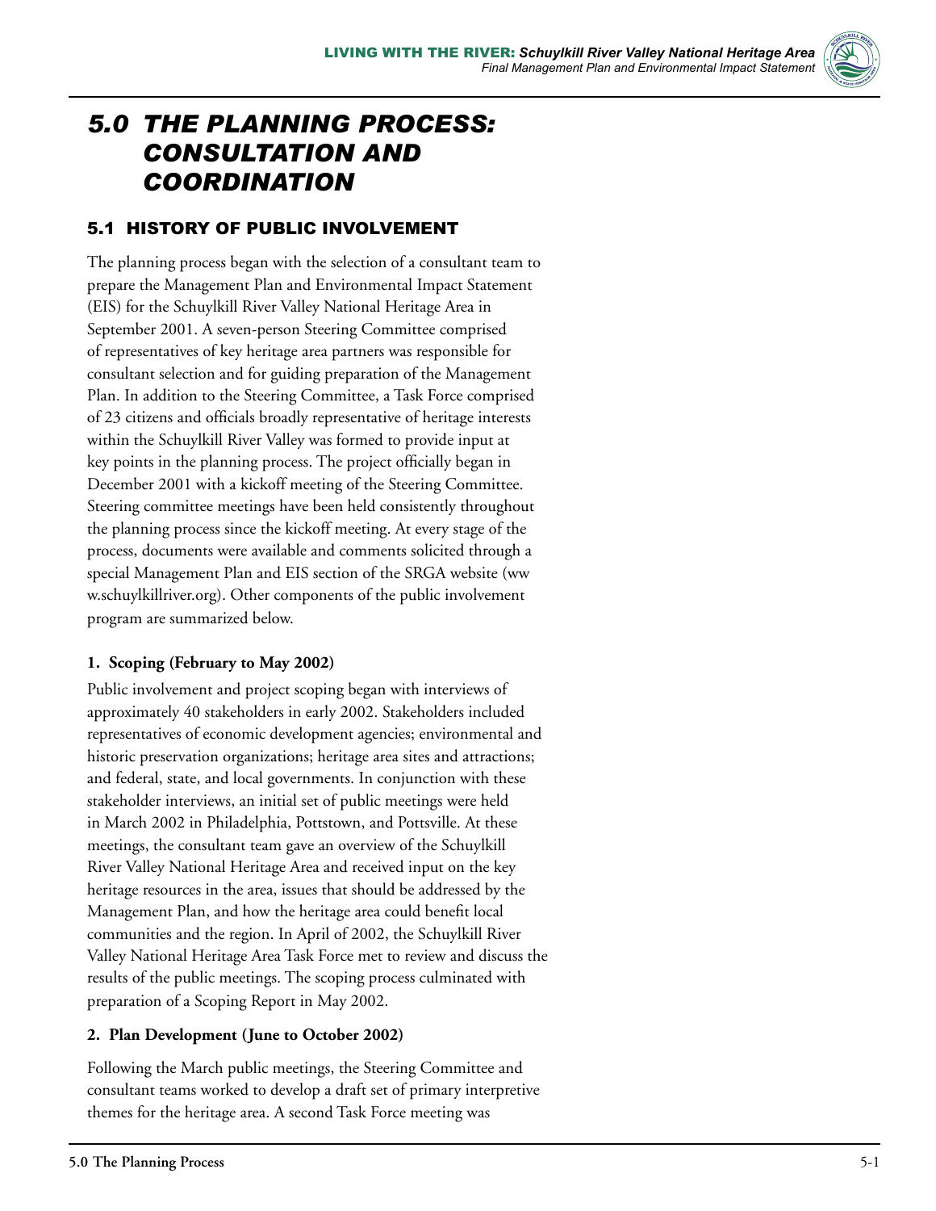# 5.0 THE PLANNING PROCESS: CONSULTATION AND COORDINATION

## 5.1 HISTORY OF PUBLIC INVOLVEMENT

The planning process began with the selection of a consultant team to prepare the Management Plan and Environmental Impact Statement (EIS) for the Schuylkill River Valley National Heritage Area in September 2001. A seven-person Steering Committee comprised of representatives of key heritage area partners was responsible for consultant selection and for guiding preparation of the Management Plan. In addition to the Steering Committee, a Task Force comprised of 23 citizens and officials broadly representative of heritage interests within the Schuylkill River Valley was formed to provide input at key points in the planning process. The project officially began in December 2001 with a kickoff meeting of the Steering Committee. Steering committee meetings have been held consistently throughout the planning process since the kickoff meeting. At every stage of the process, documents were available and comments solicited through a special Management Plan and EIS section of the SRGA website (www.schuylkillriver.org). Other components of the public involvement program are summarized below.

**1. Scoping (February to May 2002)**

Public involvement and project scoping began with interviews of approximately 40 stakeholders in early 2002. Stakeholders included representatives of economic development agencies; environmental and historic preservation organizations; heritage area sites and attractions; and federal, state, and local governments. In conjunction with these stakeholder interviews, an initial set of public meetings were held in March 2002 in Philadelphia, Pottstown, and Pottsville. At these meetings, the consultant team gave an overview of the Schuylkill River Valley National Heritage Area and received input on the key heritage resources in the area, issues that should be addressed by the Management Plan, and how the heritage area could benefit local communities and the region. In April of 2002, the Schuylkill River Valley National Heritage Area Task Force met to review and discuss the results of the public meetings. The scoping process culminated with preparation of a Scoping Report in May 2002.

**2. Plan Development (June to October 2002)**

Following the March public meetings, the Steering Committee and consultant teams worked to develop a draft set of primary interpretive themes for the heritage area. A second Task Force meeting was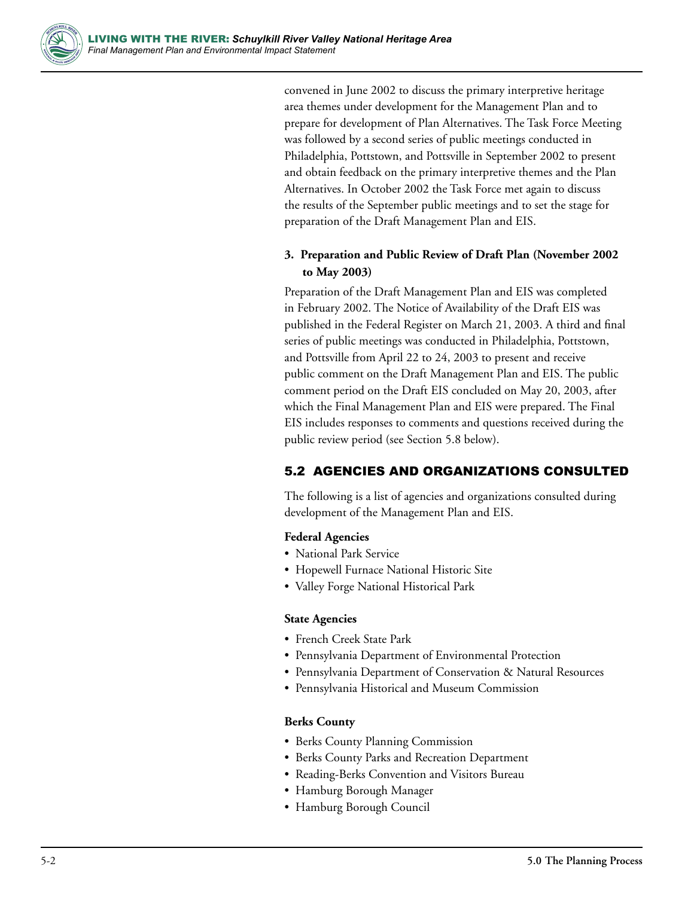convened in June 2002 to discuss the primary interpretive heritage area themes under development for the Management Plan and to prepare for development of Plan Alternatives. The Task Force Meeting was followed by a second series of public meetings conducted in Philadelphia, Pottstown, and Pottsville in September 2002 to present and obtain feedback on the primary interpretive themes and the Plan Alternatives. In October 2002 the Task Force met again to discuss the results of the September public meetings and to set the stage for preparation of the Draft Management Plan and EIS.

**3. Preparation and Public Review of Draft Plan (November 2002 to May 2003)**

Preparation of the Draft Management Plan and EIS was completed in February 2002. The Notice of Availability of the Draft EIS was published in the Federal Register on March 21, 2003. A third and final series of public meetings was conducted in Philadelphia, Pottstown, and Pottsville from April 22 to 24, 2003 to present and receive public comment on the Draft Management Plan and EIS. The public comment period on the Draft EIS concluded on May 20, 2003, after which the Final Management Plan and EIS were prepared. The Final EIS includes responses to comments and questions received during the public review period (see Section 5.8 below).

## 5.2 AGENCIES AND ORGANIZATIONS CONSULTED

The following is a list of agencies and organizations consulted during development of the Management Plan and EIS.

**Federal Agencies**

- National Park Service
- Hopewell Furnace National Historic Site
- Valley Forge National Historical Park

**State Agencies**

- French Creek State Park
- Pennsylvania Department of Environmental Protection
- Pennsylvania Department of Conservation & Natural Resources
- Pennsylvania Historical and Museum Commission

**Berks County**

- Berks County Planning Commission
- Berks County Parks and Recreation Department
- Reading-Berks Convention and Visitors Bureau
- Hamburg Borough Manager
- Hamburg Borough Council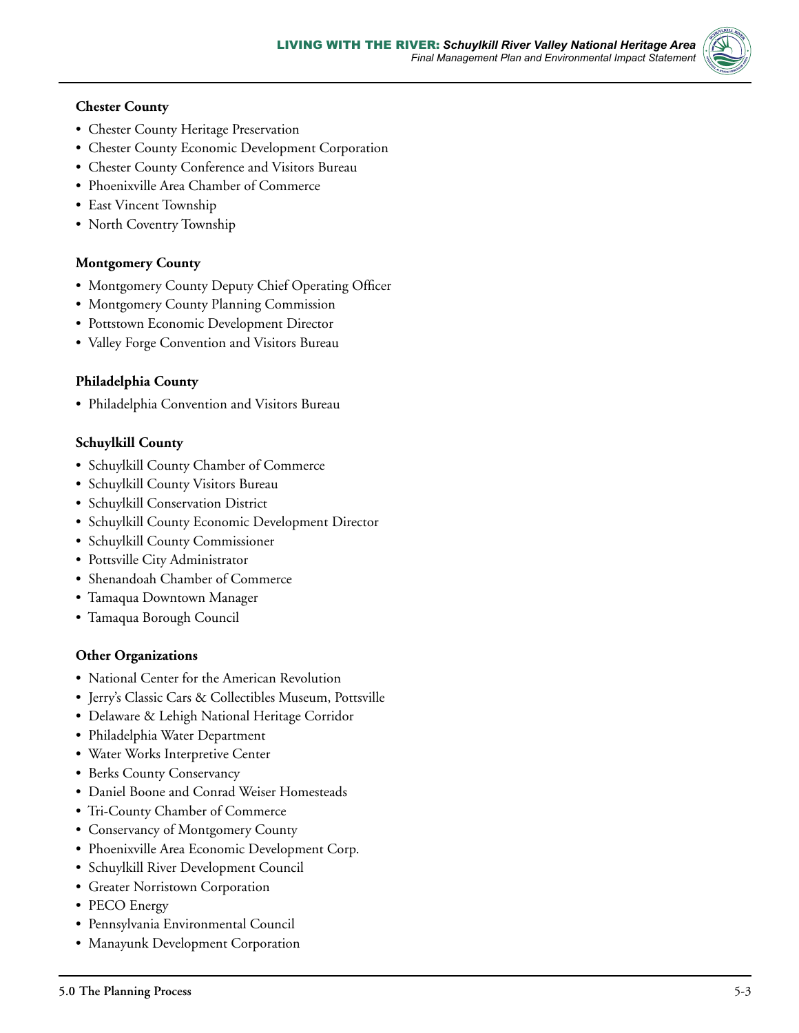**Chester County**

- Chester County Heritage Preservation
- Chester County Economic Development Corporation
- Chester County Conference and Visitors Bureau
- Phoenixville Area Chamber of Commerce
- East Vincent Township
- North Coventry Township

**Montgomery County**

- Montgomery County Deputy Chief Operating Officer
- Montgomery County Planning Commission
- Pottstown Economic Development Director
- Valley Forge Convention and Visitors Bureau

**Philadelphia County**

- Philadelphia Convention and Visitors Bureau

**Schuylkill County**

- Schuylkill County Chamber of Commerce
- Schuylkill County Visitors Bureau
- Schuylkill Conservation District
- Schuylkill County Economic Development Director
- Schuylkill County Commissioner
- Pottsville City Administrator
- Shenandoah Chamber of Commerce
- Tamaqua Downtown Manager
- Tamaqua Borough Council

**Other Organizations**

- National Center for the American Revolution
- Jerry's Classic Cars & Collectibles Museum, Pottsville
- Delaware & Lehigh National Heritage Corridor
- Philadelphia Water Department
- Water Works Interpretive Center
- Berks County Conservancy
- Daniel Boone and Conrad Weiser Homesteads
- Tri-County Chamber of Commerce
- Conservancy of Montgomery County
- Phoenixville Area Economic Development Corp.
- Schuylkill River Development Council
- Greater Norristown Corporation
- PECO Energy
- Pennsylvania Environmental Council
- Manayunk Development Corporation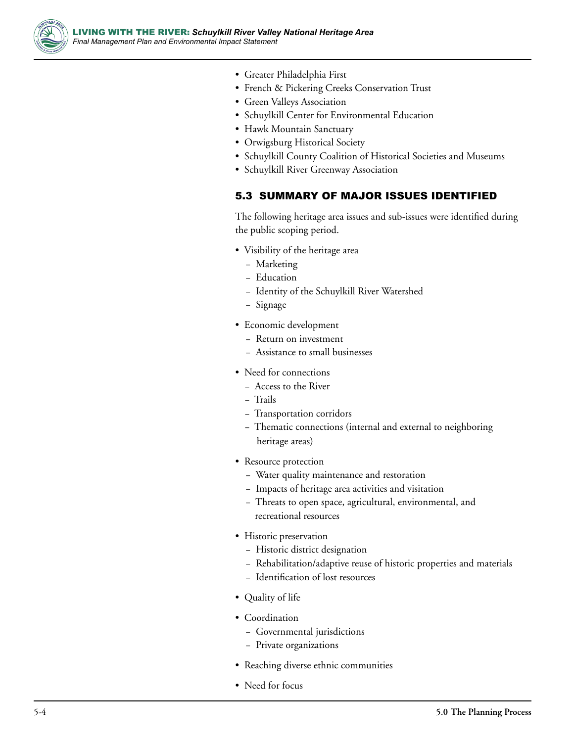- Greater Philadelphia First
- French & Pickering Creeks Conservation Trust
- Green Valleys Association
- Schuylkill Center for Environmental Education
- Hawk Mountain Sanctuary
- Orwigsburg Historical Society
- Schuylkill County Coalition of Historical Societies and Museums
- Schuylkill River Greenway Association

## 5.3 SUMMARY OF MAJOR ISSUES IDENTIFIED

The following heritage area issues and sub-issues were identified during the public scoping period.

- Visibility of the heritage area
  - Marketing
  - Education
  - Identity of the Schuylkill River Watershed
  - Signage
- Economic development
  - Return on investment
  - Assistance to small businesses
- Need for connections
  - Access to the River
  - Trails
  - Transportation corridors
  - Thematic connections (internal and external to neighboring heritage areas)
- Resource protection
  - Water quality maintenance and restoration
  - Impacts of heritage area activities and visitation
  - Threats to open space, agricultural, environmental, and recreational resources
- Historic preservation
  - Historic district designation
  - Rehabilitation/adaptive reuse of historic properties and materials
  - Identification of lost resources
- Quality of life
- Coordination
  - Governmental jurisdictions
  - Private organizations
- Reaching diverse ethnic communities
- Need for focus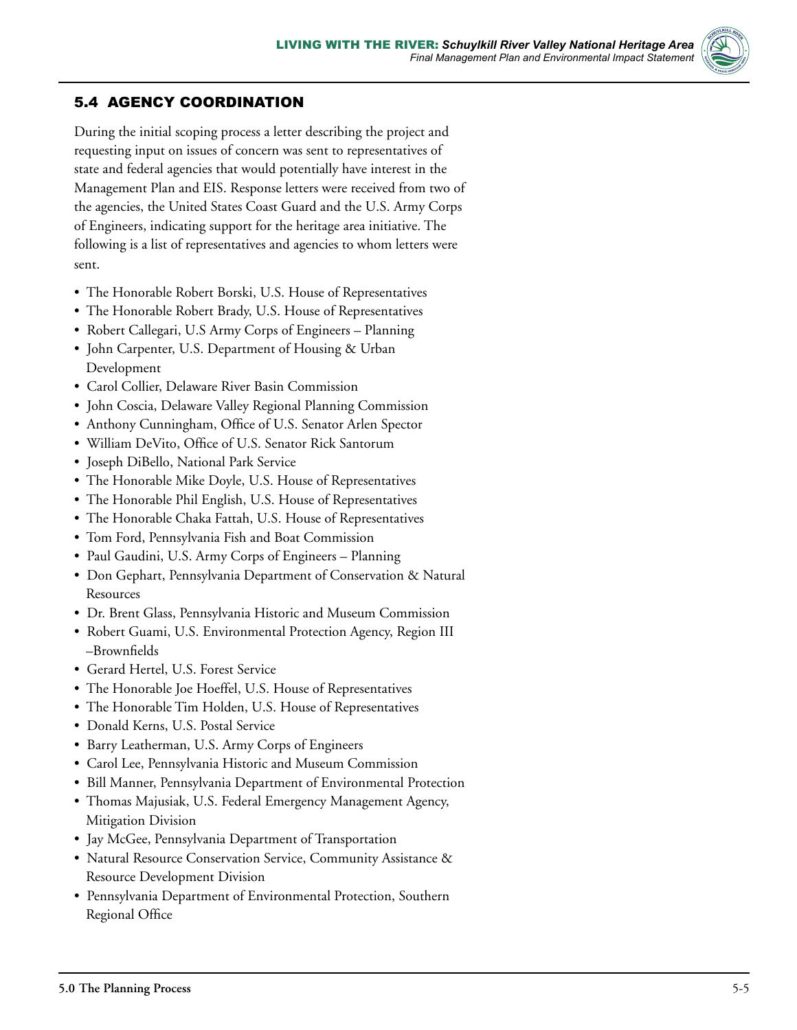## 5.4 AGENCY COORDINATION

During the initial scoping process a letter describing the project and requesting input on issues of concern was sent to representatives of state and federal agencies that would potentially have interest in the Management Plan and EIS. Response letters were received from two of the agencies, the United States Coast Guard and the U.S. Army Corps of Engineers, indicating support for the heritage area initiative. The following is a list of representatives and agencies to whom letters were sent.

- The Honorable Robert Borski, U.S. House of Representatives
- The Honorable Robert Brady, U.S. House of Representatives
- Robert Callegari, U.S Army Corps of Engineers – Planning
- John Carpenter, U.S. Department of Housing & Urban Development
- Carol Collier, Delaware River Basin Commission
- John Coscia, Delaware Valley Regional Planning Commission
- Anthony Cunningham, Office of U.S. Senator Arlen Spector
- William DeVito, Office of U.S. Senator Rick Santorum
- Joseph DiBello, National Park Service
- The Honorable Mike Doyle, U.S. House of Representatives
- The Honorable Phil English, U.S. House of Representatives
- The Honorable Chaka Fattah, U.S. House of Representatives
- Tom Ford, Pennsylvania Fish and Boat Commission
- Paul Gaudini, U.S. Army Corps of Engineers – Planning
- Don Gephart, Pennsylvania Department of Conservation & Natural Resources
- Dr. Brent Glass, Pennsylvania Historic and Museum Commission
- Robert Guami, U.S. Environmental Protection Agency, Region III –Brownfields
- Gerard Hertel, U.S. Forest Service
- The Honorable Joe Hoeffel, U.S. House of Representatives
- The Honorable Tim Holden, U.S. House of Representatives
- Donald Kerns, U.S. Postal Service
- Barry Leatherman, U.S. Army Corps of Engineers
- Carol Lee, Pennsylvania Historic and Museum Commission
- Bill Manner, Pennsylvania Department of Environmental Protection
- Thomas Majusiak, U.S. Federal Emergency Management Agency, Mitigation Division
- Jay McGee, Pennsylvania Department of Transportation
- Natural Resource Conservation Service, Community Assistance & Resource Development Division
- Pennsylvania Department of Environmental Protection, Southern Regional Office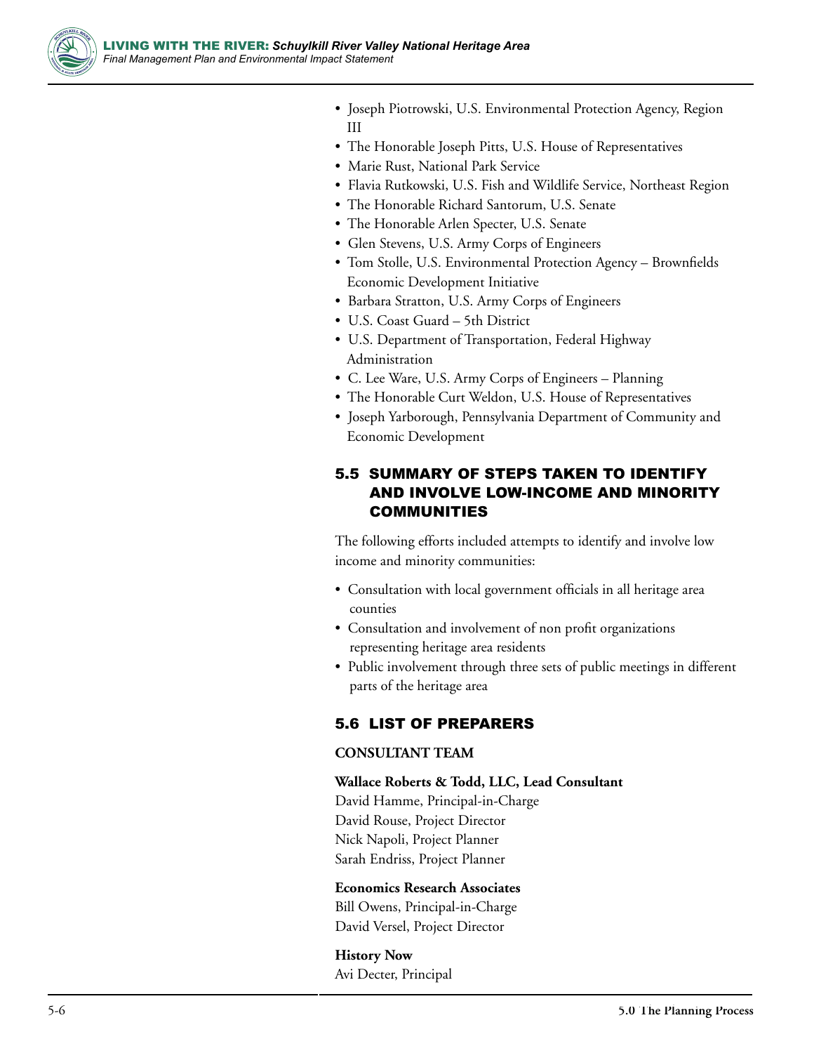- Joseph Piotrowski, U.S. Environmental Protection Agency, Region III
- The Honorable Joseph Pitts, U.S. House of Representatives
- Marie Rust, National Park Service
- Flavia Rutkowski, U.S. Fish and Wildlife Service, Northeast Region
- The Honorable Richard Santorum, U.S. Senate
- The Honorable Arlen Specter, U.S. Senate
- Glen Stevens, U.S. Army Corps of Engineers
- Tom Stolle, U.S. Environmental Protection Agency – Brownfields Economic Development Initiative
- Barbara Stratton, U.S. Army Corps of Engineers
- U.S. Coast Guard – 5th District
- U.S. Department of Transportation, Federal Highway Administration
- C. Lee Ware, U.S. Army Corps of Engineers – Planning
- The Honorable Curt Weldon, U.S. House of Representatives
- Joseph Yarborough, Pennsylvania Department of Community and Economic Development

## 5.5 SUMMARY OF STEPS TAKEN TO IDENTIFY AND INVOLVE LOW-INCOME AND MINORITY COMMUNITIES

The following efforts included attempts to identify and involve low income and minority communities:

- Consultation with local government officials in all heritage area counties
- Consultation and involvement of non profit organizations representing heritage area residents
- Public involvement through three sets of public meetings in different parts of the heritage area

## 5.6 LIST OF PREPARERS

**CONSULTANT TEAM**

**Wallace Roberts & Todd, LLC, Lead Consultant**
David Hamme, Principal-in-Charge
David Rouse, Project Director
Nick Napoli, Project Planner
Sarah Endriss, Project Planner

**Economics Research Associates**
Bill Owens, Principal-in-Charge
David Versel, Project Director

**History Now**
Avi Decter, Principal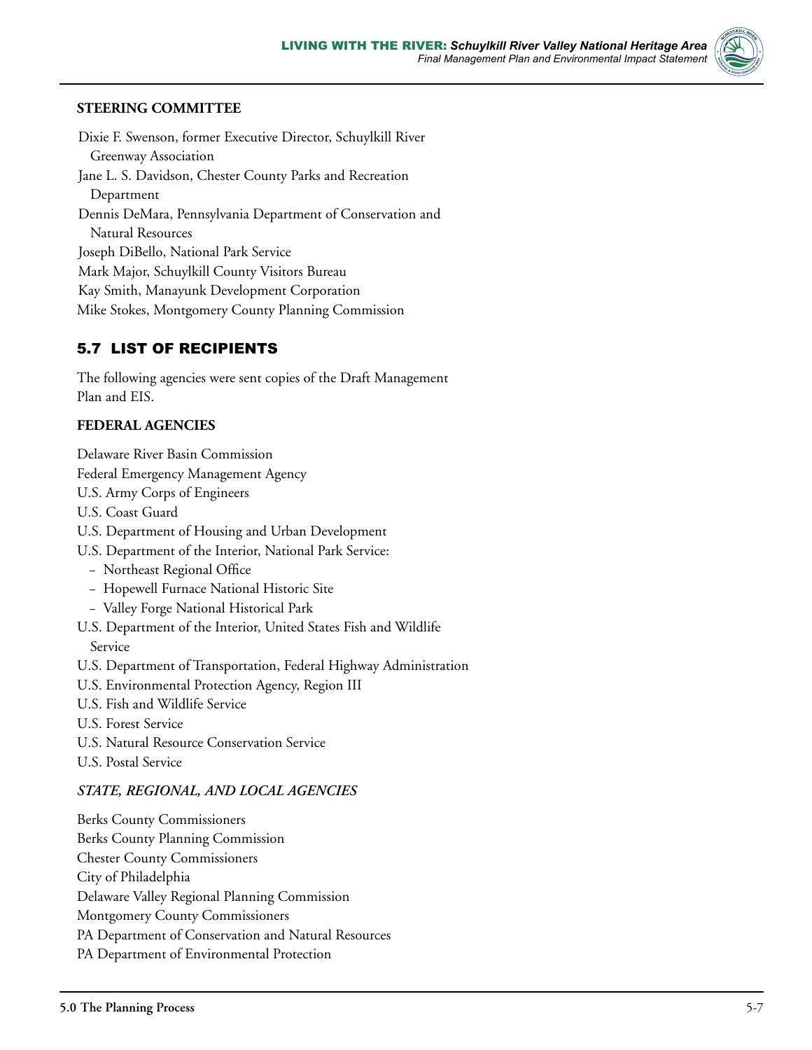**STEERING COMMITTEE**

Dixie F. Swenson, former Executive Director, Schuylkill River Greenway Association
Jane L. S. Davidson, Chester County Parks and Recreation Department
Dennis DeMara, Pennsylvania Department of Conservation and Natural Resources
Joseph DiBello, National Park Service
Mark Major, Schuylkill County Visitors Bureau
Kay Smith, Manayunk Development Corporation
Mike Stokes, Montgomery County Planning Commission

## 5.7 LIST OF RECIPIENTS

The following agencies were sent copies of the Draft Management Plan and EIS.

**FEDERAL AGENCIES**

Delaware River Basin Commission
Federal Emergency Management Agency
U.S. Army Corps of Engineers
U.S. Coast Guard
U.S. Department of Housing and Urban Development
U.S. Department of the Interior, National Park Service:
- Northeast Regional Office
- Hopewell Furnace National Historic Site
- Valley Forge National Historical Park

U.S. Department of the Interior, United States Fish and Wildlife Service
U.S. Department of Transportation, Federal Highway Administration
U.S. Environmental Protection Agency, Region III
U.S. Fish and Wildlife Service
U.S. Forest Service
U.S. Natural Resource Conservation Service
U.S. Postal Service

***STATE, REGIONAL, AND LOCAL AGENCIES***

Berks County Commissioners
Berks County Planning Commission
Chester County Commissioners
City of Philadelphia
Delaware Valley Regional Planning Commission
Montgomery County Commissioners
PA Department of Conservation and Natural Resources
PA Department of Environmental Protection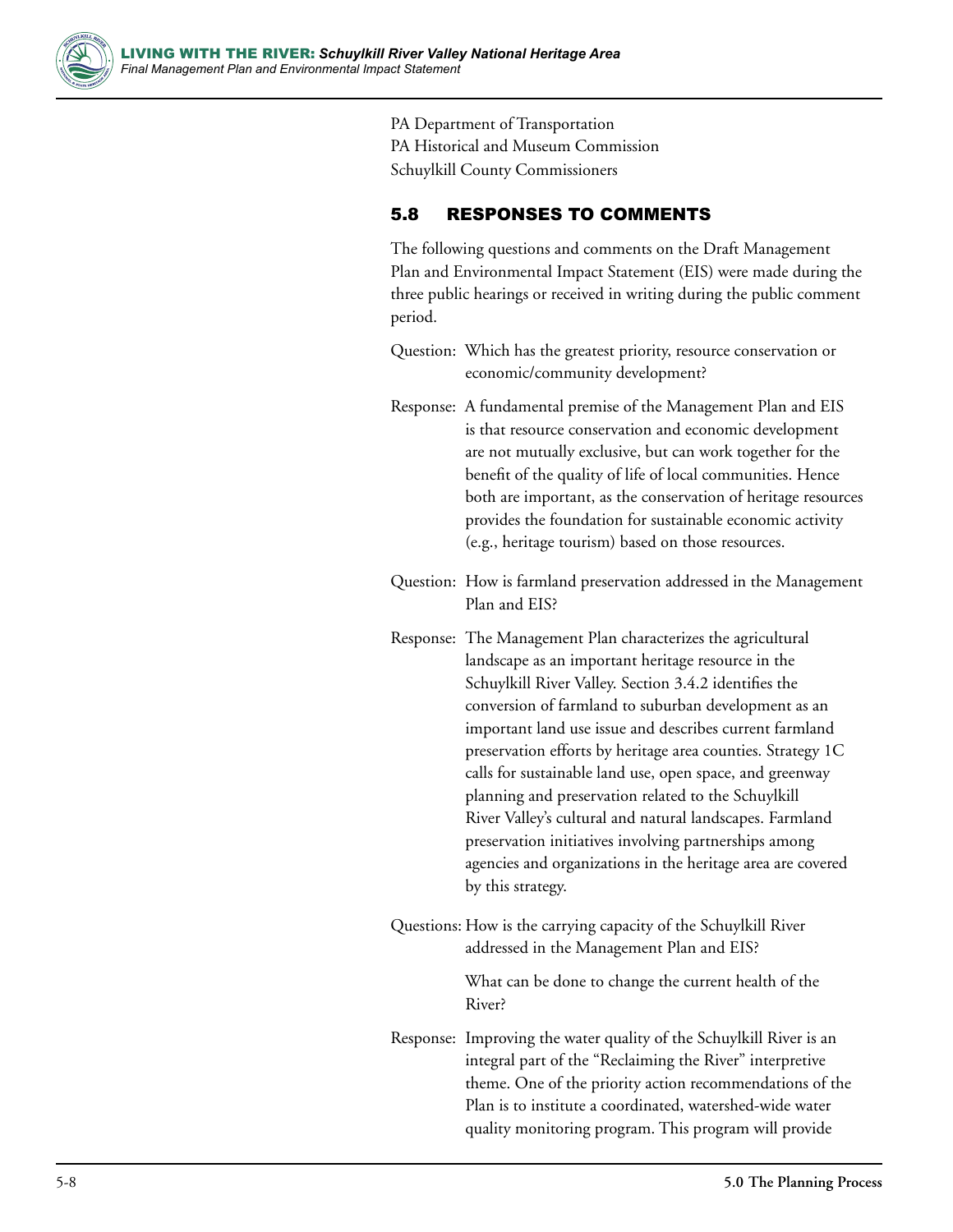PA Department of Transportation
PA Historical and Museum Commission
Schuylkill County Commissioners

## 5.8 RESPONSES TO COMMENTS

The following questions and comments on the Draft Management Plan and Environmental Impact Statement (EIS) were made during the three public hearings or received in writing during the public comment period.

Question: Which has the greatest priority, resource conservation or economic/community development?

Response: A fundamental premise of the Management Plan and EIS is that resource conservation and economic development are not mutually exclusive, but can work together for the benefit of the quality of life of local communities. Hence both are important, as the conservation of heritage resources provides the foundation for sustainable economic activity (e.g., heritage tourism) based on those resources.

Question: How is farmland preservation addressed in the Management Plan and EIS?

Response: The Management Plan characterizes the agricultural landscape as an important heritage resource in the Schuylkill River Valley. Section 3.4.2 identifies the conversion of farmland to suburban development as an important land use issue and describes current farmland preservation efforts by heritage area counties. Strategy 1C calls for sustainable land use, open space, and greenway planning and preservation related to the Schuylkill River Valley's cultural and natural landscapes. Farmland preservation initiatives involving partnerships among agencies and organizations in the heritage area are covered by this strategy.

Questions: How is the carrying capacity of the Schuylkill River addressed in the Management Plan and EIS?

What can be done to change the current health of the River?

Response: Improving the water quality of the Schuylkill River is an integral part of the "Reclaiming the River" interpretive theme. One of the priority action recommendations of the Plan is to institute a coordinated, watershed-wide water quality monitoring program. This program will provide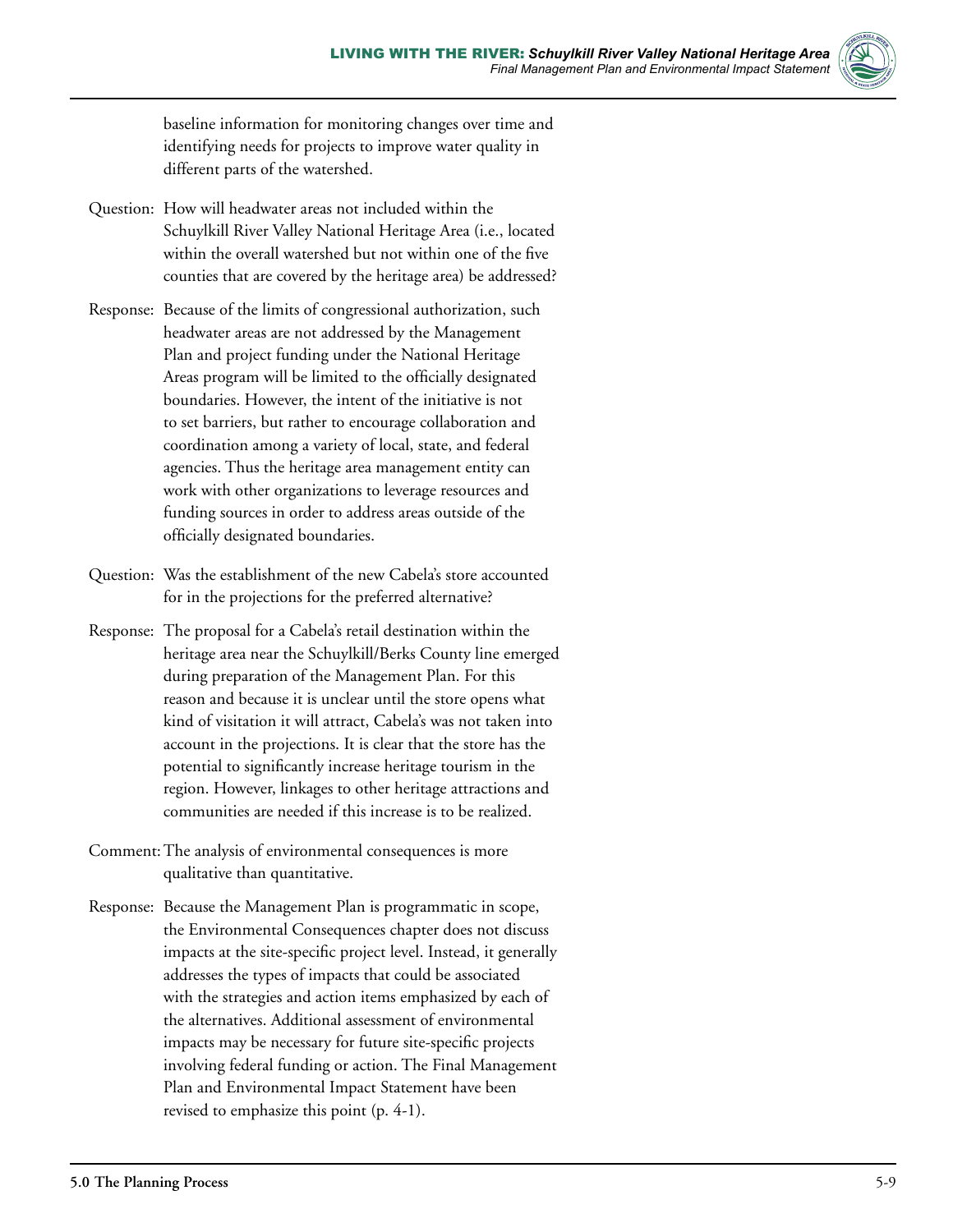baseline information for monitoring changes over time and identifying needs for projects to improve water quality in different parts of the watershed.

Question: How will headwater areas not included within the Schuylkill River Valley National Heritage Area (i.e., located within the overall watershed but not within one of the five counties that are covered by the heritage area) be addressed?

Response: Because of the limits of congressional authorization, such headwater areas are not addressed by the Management Plan and project funding under the National Heritage Areas program will be limited to the officially designated boundaries. However, the intent of the initiative is not to set barriers, but rather to encourage collaboration and coordination among a variety of local, state, and federal agencies. Thus the heritage area management entity can work with other organizations to leverage resources and funding sources in order to address areas outside of the officially designated boundaries.

Question: Was the establishment of the new Cabela's store accounted for in the projections for the preferred alternative?

Response: The proposal for a Cabela's retail destination within the heritage area near the Schuylkill/Berks County line emerged during preparation of the Management Plan. For this reason and because it is unclear until the store opens what kind of visitation it will attract, Cabela's was not taken into account in the projections. It is clear that the store has the potential to significantly increase heritage tourism in the region. However, linkages to other heritage attractions and communities are needed if this increase is to be realized.

Comment: The analysis of environmental consequences is more qualitative than quantitative.

Response: Because the Management Plan is programmatic in scope, the Environmental Consequences chapter does not discuss impacts at the site-specific project level. Instead, it generally addresses the types of impacts that could be associated with the strategies and action items emphasized by each of the alternatives. Additional assessment of environmental impacts may be necessary for future site-specific projects involving federal funding or action. The Final Management Plan and Environmental Impact Statement have been revised to emphasize this point (p. 4-1).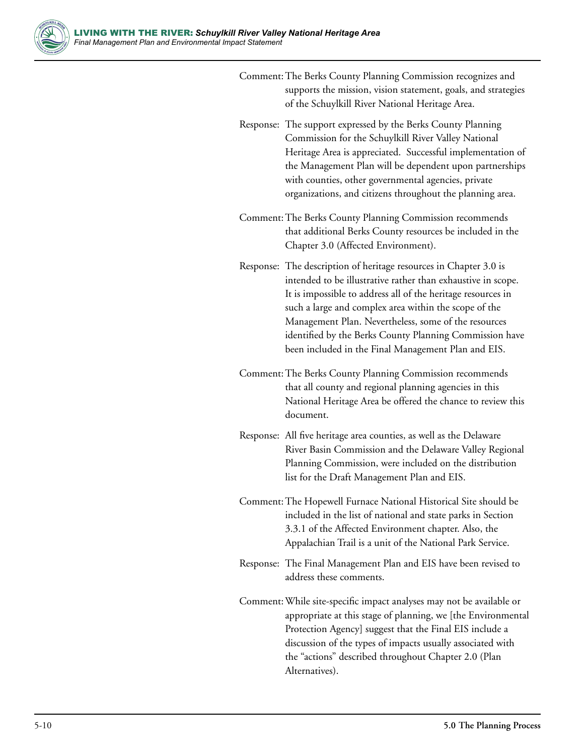Comment: The Berks County Planning Commission recognizes and supports the mission, vision statement, goals, and strategies of the Schuylkill River National Heritage Area.

Response: The support expressed by the Berks County Planning Commission for the Schuylkill River Valley National Heritage Area is appreciated. Successful implementation of the Management Plan will be dependent upon partnerships with counties, other governmental agencies, private organizations, and citizens throughout the planning area.

Comment: The Berks County Planning Commission recommends that additional Berks County resources be included in the Chapter 3.0 (Affected Environment).

Response: The description of heritage resources in Chapter 3.0 is intended to be illustrative rather than exhaustive in scope. It is impossible to address all of the heritage resources in such a large and complex area within the scope of the Management Plan. Nevertheless, some of the resources identified by the Berks County Planning Commission have been included in the Final Management Plan and EIS.

Comment: The Berks County Planning Commission recommends that all county and regional planning agencies in this National Heritage Area be offered the chance to review this document.

Response: All five heritage area counties, as well as the Delaware River Basin Commission and the Delaware Valley Regional Planning Commission, were included on the distribution list for the Draft Management Plan and EIS.

Comment: The Hopewell Furnace National Historical Site should be included in the list of national and state parks in Section 3.3.1 of the Affected Environment chapter. Also, the Appalachian Trail is a unit of the National Park Service.

Response: The Final Management Plan and EIS have been revised to address these comments.

Comment: While site-specific impact analyses may not be available or appropriate at this stage of planning, we [the Environmental Protection Agency] suggest that the Final EIS include a discussion of the types of impacts usually associated with the "actions" described throughout Chapter 2.0 (Plan Alternatives).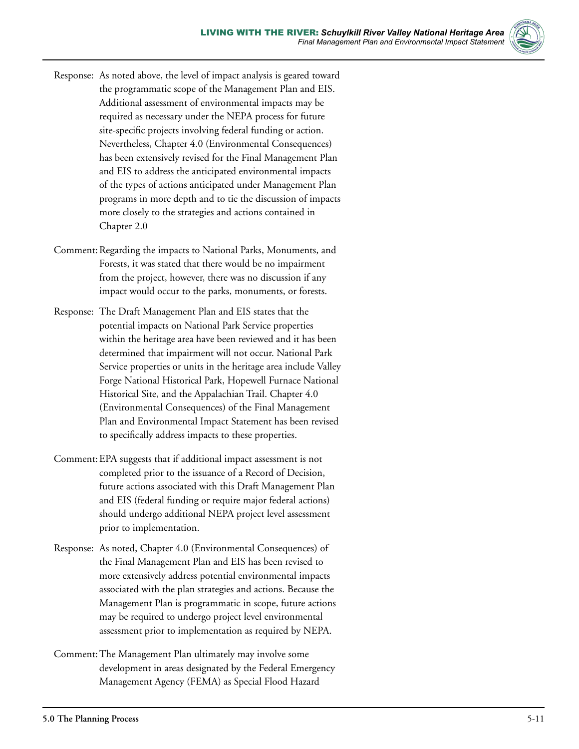Response: As noted above, the level of impact analysis is geared toward the programmatic scope of the Management Plan and EIS. Additional assessment of environmental impacts may be required as necessary under the NEPA process for future site-specific projects involving federal funding or action. Nevertheless, Chapter 4.0 (Environmental Consequences) has been extensively revised for the Final Management Plan and EIS to address the anticipated environmental impacts of the types of actions anticipated under Management Plan programs in more depth and to tie the discussion of impacts more closely to the strategies and actions contained in Chapter 2.0

Comment: Regarding the impacts to National Parks, Monuments, and Forests, it was stated that there would be no impairment from the project, however, there was no discussion if any impact would occur to the parks, monuments, or forests.

Response: The Draft Management Plan and EIS states that the potential impacts on National Park Service properties within the heritage area have been reviewed and it has been determined that impairment will not occur. National Park Service properties or units in the heritage area include Valley Forge National Historical Park, Hopewell Furnace National Historical Site, and the Appalachian Trail. Chapter 4.0 (Environmental Consequences) of the Final Management Plan and Environmental Impact Statement has been revised to specifically address impacts to these properties.

Comment: EPA suggests that if additional impact assessment is not completed prior to the issuance of a Record of Decision, future actions associated with this Draft Management Plan and EIS (federal funding or require major federal actions) should undergo additional NEPA project level assessment prior to implementation.

Response: As noted, Chapter 4.0 (Environmental Consequences) of the Final Management Plan and EIS has been revised to more extensively address potential environmental impacts associated with the plan strategies and actions. Because the Management Plan is programmatic in scope, future actions may be required to undergo project level environmental assessment prior to implementation as required by NEPA.

Comment: The Management Plan ultimately may involve some development in areas designated by the Federal Emergency Management Agency (FEMA) as Special Flood Hazard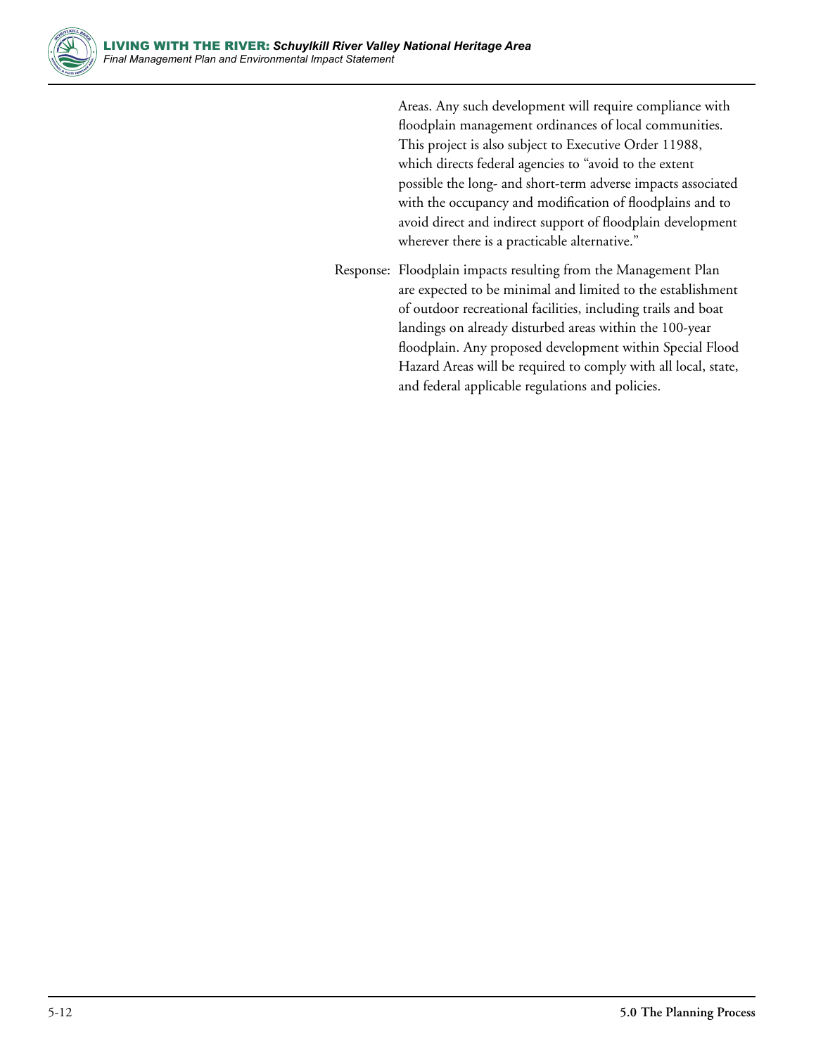Areas. Any such development will require compliance with floodplain management ordinances of local communities. This project is also subject to Executive Order 11988, which directs federal agencies to "avoid to the extent possible the long- and short-term adverse impacts associated with the occupancy and modification of floodplains and to avoid direct and indirect support of floodplain development wherever there is a practicable alternative."

Response: Floodplain impacts resulting from the Management Plan are expected to be minimal and limited to the establishment of outdoor recreational facilities, including trails and boat landings on already disturbed areas within the 100-year floodplain. Any proposed development within Special Flood Hazard Areas will be required to comply with all local, state, and federal applicable regulations and policies.